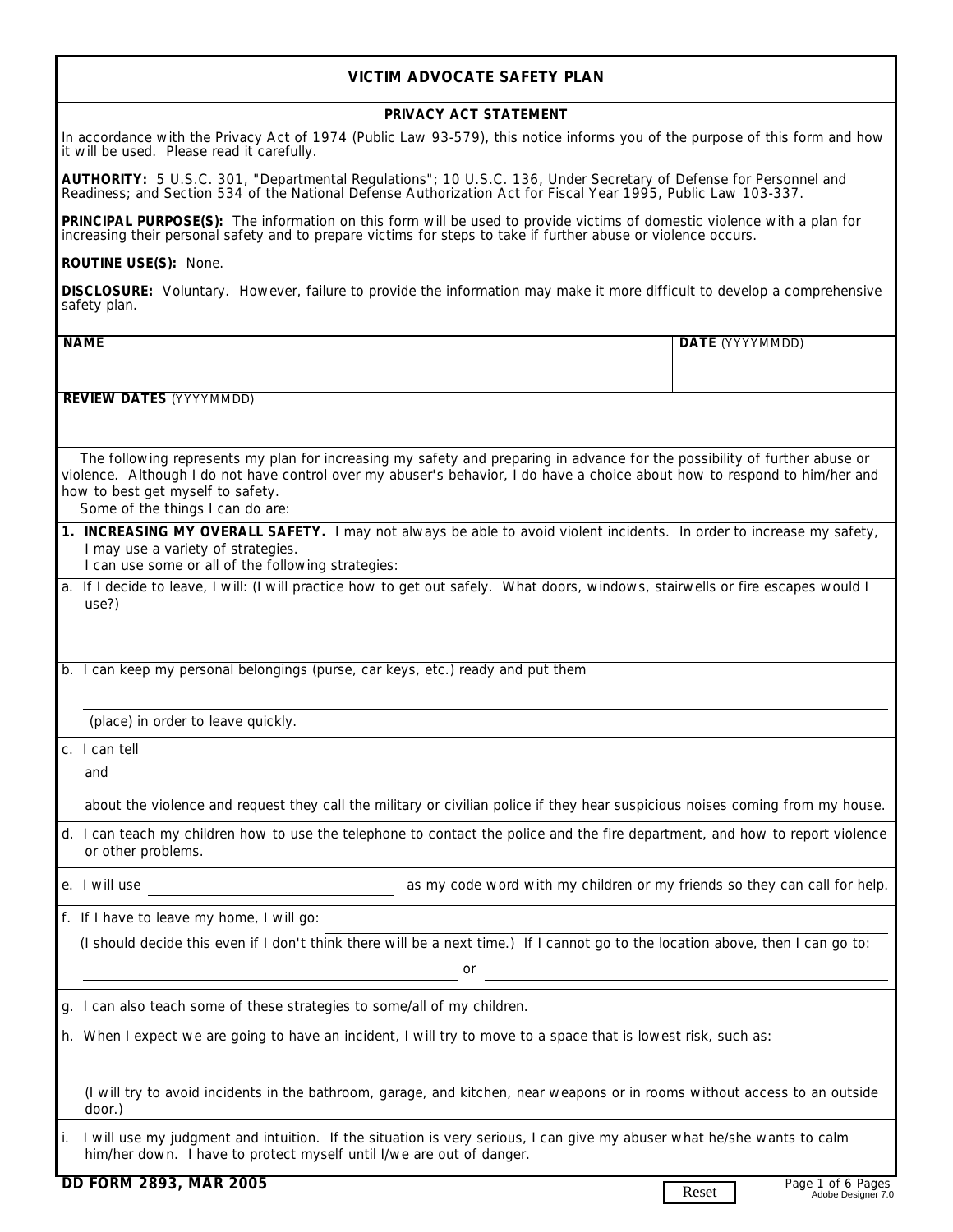# VICTIM ADVOCATE SAFETY PLAN

## PRIVACY ACT STATEMENT

In accordance with the Privacy Act of 1974 (Public Law 93-579), this notice informs you of the purpose of this form and how it will be used. Please read it carefully.

**AUTHORITY:** 5 U.S.C. 301, "Departmental Regulations"; 10 U.S.C. 136, Under Secretary of Defense for Personnel and Readiness; and Section 534 of the National Defense Authorization Act for Fiscal Year 1995, Public Law 103-337.

**PRINCIPAL PURPOSE(S):** The information on this form will be used to provide victims of domestic violence with a plan for increasing their personal safety and to prepare victims for steps to take if further abuse or violence occurs.

**ROUTINE USE(S):** None.

**DISCLOSURE:** Voluntary. However, failure to provide the information may make it more difficult to develop a comprehensive safety plan.

| NAME | DATE (YYYYMMDD) |
|---|---|
| | |

**REVIEW DATES** (YYYYMMDD)

The following represents my plan for increasing my safety and preparing in advance for the possibility of further abuse or violence. Although I do not have control over my abuser's behavior, I do have a choice about how to respond to him/her and how to best get myself to safety.

Some of the things I can do are:

**1. INCREASING MY OVERALL SAFETY.** I may not always be able to avoid violent incidents. In order to increase my safety, I may use a variety of strategies.
I can use some or all of the following strategies:

a. If I decide to leave, I will: (I will practice how to get out safely. What doors, windows, stairwells or fire escapes would I use?)

b. I can keep my personal belongings (purse, car keys, etc.) ready and put them

\_\_\_\_\_\_\_\_\_\_\_\_\_\_\_\_\_\_\_\_\_\_\_\_\_\_\_\_\_\_ (place) in order to leave quickly.

c. I can tell \_\_\_\_\_\_\_\_\_\_\_\_\_\_\_\_\_\_\_\_\_\_\_\_\_\_\_\_\_\_
and \_\_\_\_\_\_\_\_\_\_\_\_\_\_\_\_\_\_\_\_\_\_\_\_\_\_\_\_\_\_
about the violence and request they call the military or civilian police if they hear suspicious noises coming from my house.

d. I can teach my children how to use the telephone to contact the police and the fire department, and how to report violence or other problems.

e. I will use \_\_\_\_\_\_\_\_\_\_\_\_\_\_\_\_\_\_\_\_ as my code word with my children or my friends so they can call for help.

f. If I have to leave my home, I will go: \_\_\_\_\_\_\_\_\_\_\_\_\_\_\_\_\_\_\_\_\_\_\_\_\_\_\_\_\_\_
(I should decide this even if I don't think there will be a next time.) If I cannot go to the location above, then I can go to:
\_\_\_\_\_\_\_\_\_\_\_\_\_\_\_\_\_\_\_\_ or \_\_\_\_\_\_\_\_\_\_\_\_\_\_\_\_\_\_\_\_

g. I can also teach some of these strategies to some/all of my children.

h. When I expect we are going to have an incident, I will try to move to a space that is lowest risk, such as:
\_\_\_\_\_\_\_\_\_\_\_\_\_\_\_\_\_\_\_\_\_\_\_\_\_\_\_\_\_\_
(I will try to avoid incidents in the bathroom, garage, and kitchen, near weapons or in rooms without access to an outside door.)

i. I will use my judgment and intuition. If the situation is very serious, I can give my abuser what he/she wants to calm him/her down. I have to protect myself until I/we are out of danger.

DD FORM 2893, MAR 2005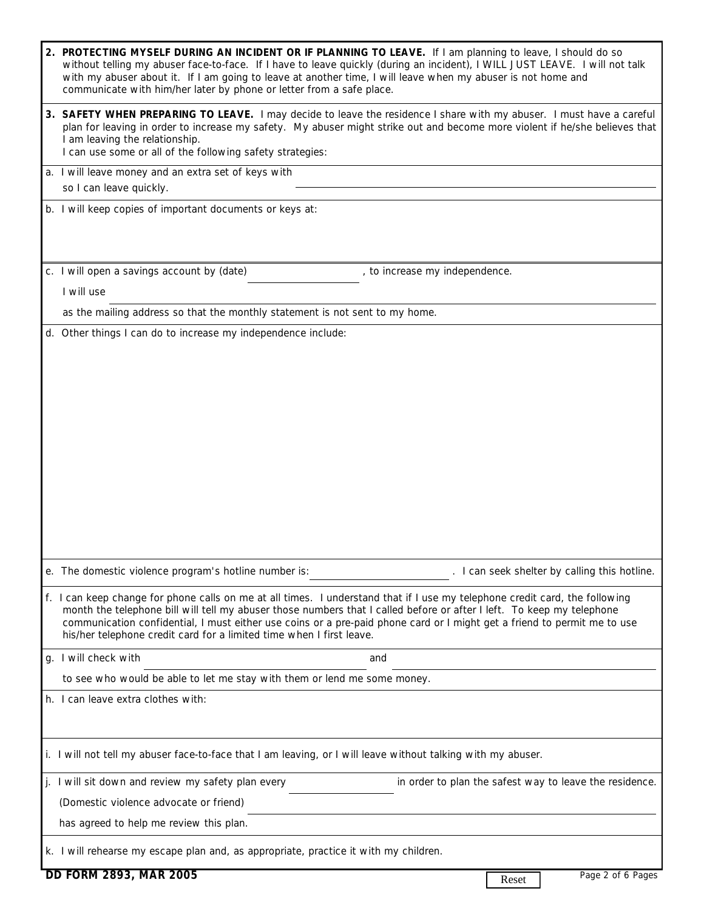**2. PROTECTING MYSELF DURING AN INCIDENT OR IF PLANNING TO LEAVE.** If I am planning to leave, I should do so without telling my abuser face-to-face. If I have to leave quickly (during an incident), I WILL JUST LEAVE. I will not talk with my abuser about it. If I am going to leave at another time, I will leave when my abuser is not home and communicate with him/her later by phone or letter from a safe place.

**3. SAFETY WHEN PREPARING TO LEAVE.** I may decide to leave the residence I share with my abuser. I must have a careful plan for leaving in order to increase my safety. My abuser might strike out and become more violent if he/she believes that I am leaving the relationship.
I can use some or all of the following safety strategies:

a. I will leave money and an extra set of keys with ______________________________ so I can leave quickly.

b. I will keep copies of important documents or keys at:

c. I will open a savings account by (date) ______________, to increase my independence.
I will use ______________________________ as the mailing address so that the monthly statement is not sent to my home.

d. Other things I can do to increase my independence include:

e. The domestic violence program's hotline number is: ______________. I can seek shelter by calling this hotline.

f. I can keep change for phone calls on me at all times. I understand that if I use my telephone credit card, the following month the telephone bill will tell my abuser those numbers that I called before or after I left. To keep my telephone communication confidential, I must either use coins or a pre-paid phone card or I might get a friend to permit me to use his/her telephone credit card for a limited time when I first leave.

g. I will check with ______________________ and ______________________ to see who would be able to let me stay with them or lend me some money.

h. I can leave extra clothes with:

i. I will not tell my abuser face-to-face that I am leaving, or I will leave without talking with my abuser.

j. I will sit down and review my safety plan every ______________ in order to plan the safest way to leave the residence.
(Domestic violence advocate or friend) ______________________________ has agreed to help me review this plan.

k. I will rehearse my escape plan and, as appropriate, practice it with my children.

DD FORM 2893, MAR 2005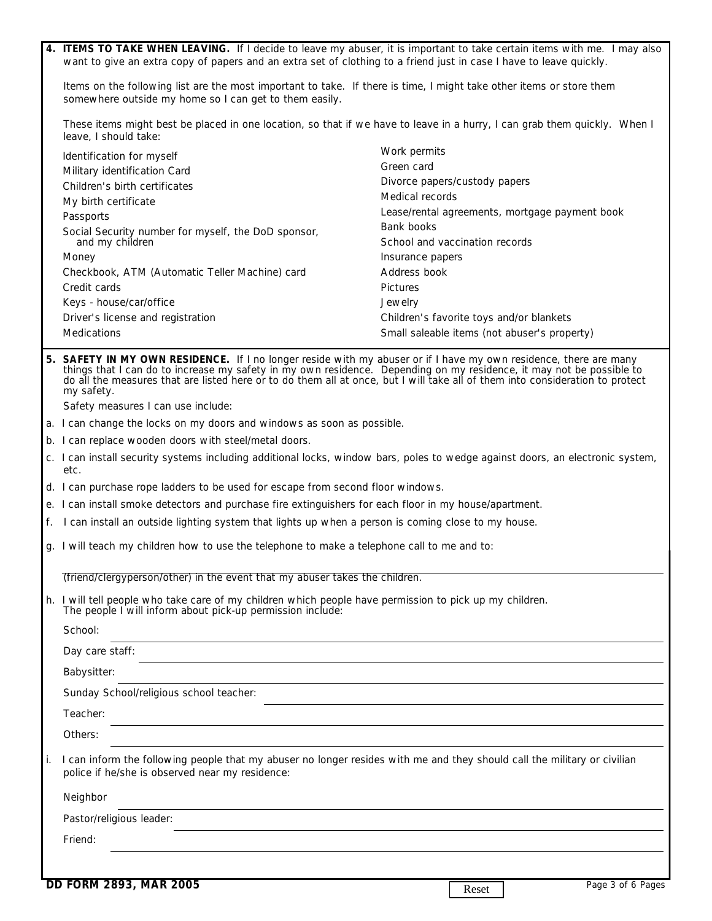**4. ITEMS TO TAKE WHEN LEAVING.** If I decide to leave my abuser, it is important to take certain items with me. I may also want to give an extra copy of papers and an extra set of clothing to a friend just in case I have to leave quickly.

Items on the following list are the most important to take. If there is time, I might take other items or store them somewhere outside my home so I can get to them easily.

These items might best be placed in one location, so that if we have to leave in a hurry, I can grab them quickly. When I leave, I should take:

- Identification for myself
- Military identification Card
- Children's birth certificates
- My birth certificate
- Passports
- Social Security number for myself, the DoD sponsor, and my children
- Money
- Checkbook, ATM (Automatic Teller Machine) card
- Credit cards
- Keys - house/car/office
- Driver's license and registration
- Medications
- Work permits
- Green card
- Divorce papers/custody papers
- Medical records
- Lease/rental agreements, mortgage payment book
- Bank books
- School and vaccination records
- Insurance papers
- Address book
- Pictures
- Jewelry
- Children's favorite toys and/or blankets
- Small saleable items (not abuser's property)

**5. SAFETY IN MY OWN RESIDENCE.** If I no longer reside with my abuser or if I have my own residence, there are many things that I can do to increase my safety in my own residence. Depending on my residence, it may not be possible to do all the measures that are listed here or to do them all at once, but I will take all of them into consideration to protect my safety.

Safety measures I can use include:

a. I can change the locks on my doors and windows as soon as possible.

b. I can replace wooden doors with steel/metal doors.

c. I can install security systems including additional locks, window bars, poles to wedge against doors, an electronic system, etc.

d. I can purchase rope ladders to be used for escape from second floor windows.

e. I can install smoke detectors and purchase fire extinguishers for each floor in my house/apartment.

f. I can install an outside lighting system that lights up when a person is coming close to my house.

g. I will teach my children how to use the telephone to make a telephone call to me and to:

______________________________

(friend/clergyperson/other) in the event that my abuser takes the children.

h. I will tell people who take care of my children which people have permission to pick up my children. The people I will inform about pick-up permission include:

School: ______________________________

Day care staff: ______________________________

Babysitter: ______________________________

Sunday School/religious school teacher: ______________________________

Teacher: ______________________________

Others: ______________________________

i. I can inform the following people that my abuser no longer resides with me and they should call the military or civilian police if he/she is observed near my residence:

Neighbor ______________________________

Pastor/religious leader: ______________________________

Friend: ______________________________

DD FORM 2893, MAR 2005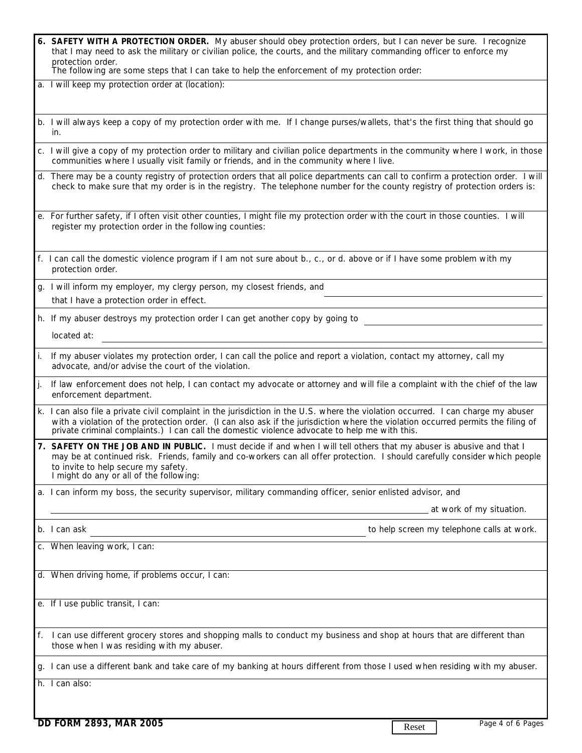**6. SAFETY WITH A PROTECTION ORDER.** My abuser should obey protection orders, but I can never be sure. I recognize that I may need to ask the military or civilian police, the courts, and the military commanding officer to enforce my protection order.
The following are some steps that I can take to help the enforcement of my protection order:

a. I will keep my protection order at (location):

b. I will always keep a copy of my protection order with me. If I change purses/wallets, that's the first thing that should go in.

c. I will give a copy of my protection order to military and civilian police departments in the community where I work, in those communities where I usually visit family or friends, and in the community where I live.

d. There may be a county registry of protection orders that all police departments can call to confirm a protection order. I will check to make sure that my order is in the registry. The telephone number for the county registry of protection orders is:

e. For further safety, if I often visit other counties, I might file my protection order with the court in those counties. I will register my protection order in the following counties:

f. I can call the domestic violence program if I am not sure about b., c., or d. above or if I have some problem with my protection order.

g. I will inform my employer, my clergy person, my closest friends, and ____________________ that I have a protection order in effect.

h. If my abuser destroys my protection order I can get another copy by going to ____________________
located at: ____________________

i. If my abuser violates my protection order, I can call the police and report a violation, contact my attorney, call my advocate, and/or advise the court of the violation.

j. If law enforcement does not help, I can contact my advocate or attorney and will file a complaint with the chief of the law enforcement department.

k. I can also file a private civil complaint in the jurisdiction in the U.S. where the violation occurred. I can charge my abuser with a violation of the protection order. (I can also ask if the jurisdiction where the violation occurred permits the filing of private criminal complaints.) I can call the domestic violence advocate to help me with this.

**7. SAFETY ON THE JOB AND IN PUBLIC.** I must decide if and when I will tell others that my abuser is abusive and that I may be at continued risk. Friends, family and co-workers can all offer protection. I should carefully consider which people to invite to help secure my safety.
I might do any or all of the following:

a. I can inform my boss, the security supervisor, military commanding officer, senior enlisted advisor, and
____________________ at work of my situation.

b. I can ask ____________________ to help screen my telephone calls at work.

c. When leaving work, I can:

d. When driving home, if problems occur, I can:

e. If I use public transit, I can:

f. I can use different grocery stores and shopping malls to conduct my business and shop at hours that are different than those when I was residing with my abuser.

g. I can use a different bank and take care of my banking at hours different from those I used when residing with my abuser.

h. I can also:

DD FORM 2893, MAR 2005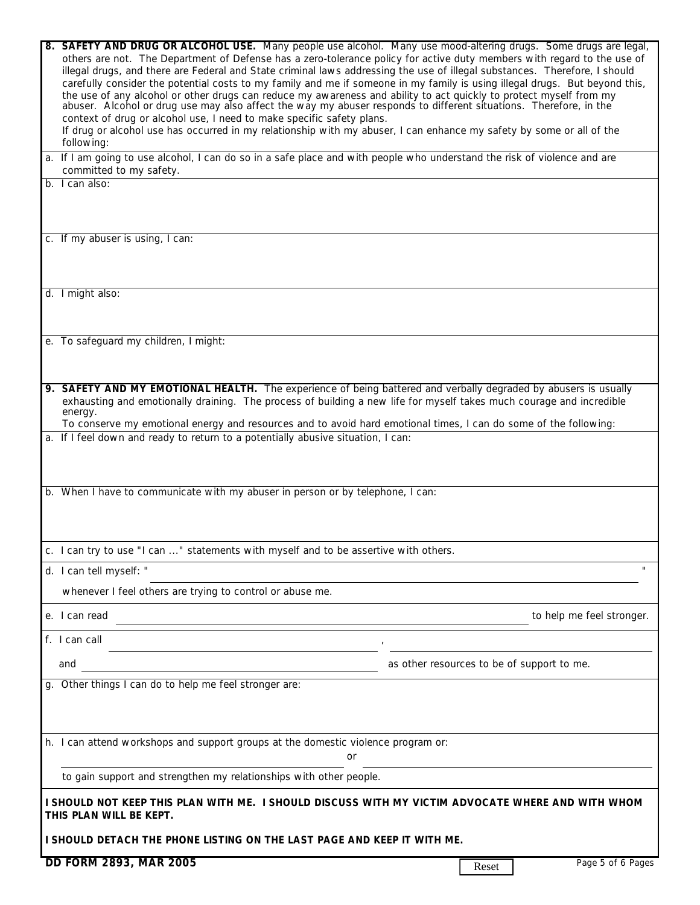**8. SAFETY AND DRUG OR ALCOHOL USE.** Many people use alcohol. Many use mood-altering drugs. Some drugs are legal, others are not. The Department of Defense has a zero-tolerance policy for active duty members with regard to the use of illegal drugs, and there are Federal and State criminal laws addressing the use of illegal substances. Therefore, I should carefully consider the potential costs to my family and me if someone in my family is using illegal drugs. But beyond this, the use of any alcohol or other drugs can reduce my awareness and ability to act quickly to protect myself from my abuser. Alcohol or drug use may also affect the way my abuser responds to different situations. Therefore, in the context of drug or alcohol use, I need to make specific safety plans.

If drug or alcohol use has occurred in my relationship with my abuser, I can enhance my safety by some or all of the following:

a. If I am going to use alcohol, I can do so in a safe place and with people who understand the risk of violence and are committed to my safety.

b. I can also:

c. If my abuser is using, I can:

d. I might also:

e. To safeguard my children, I might:

**9. SAFETY AND MY EMOTIONAL HEALTH.** The experience of being battered and verbally degraded by abusers is usually exhausting and emotionally draining. The process of building a new life for myself takes much courage and incredible energy.

To conserve my emotional energy and resources and to avoid hard emotional times, I can do some of the following:

a. If I feel down and ready to return to a potentially abusive situation, I can:

b. When I have to communicate with my abuser in person or by telephone, I can:

c. I can try to use "I can ..." statements with myself and to be assertive with others.

d. I can tell myself: "\_\_\_\_\_\_\_\_\_\_\_\_\_\_\_\_\_\_\_\_\_\_\_\_\_\_\_\_\_\_\_\_\_\_\_\_"

whenever I feel others are trying to control or abuse me.

e. I can read \_\_\_\_\_\_\_\_\_\_\_\_\_\_\_\_\_\_\_\_\_\_\_\_\_\_\_\_\_\_\_\_\_\_\_\_ to help me feel stronger.

f. I can call \_\_\_\_\_\_\_\_\_\_\_\_\_\_\_\_\_\_\_\_, \_\_\_\_\_\_\_\_\_\_\_\_\_\_\_\_\_\_\_\_

and \_\_\_\_\_\_\_\_\_\_\_\_\_\_\_\_\_\_\_\_ as other resources to be of support to me.

g. Other things I can do to help me feel stronger are:

h. I can attend workshops and support groups at the domestic violence program or:

\_\_\_\_\_\_\_\_\_\_\_\_\_\_\_\_\_\_\_\_ or \_\_\_\_\_\_\_\_\_\_\_\_\_\_\_\_\_\_\_\_

to gain support and strengthen my relationships with other people.

**I SHOULD NOT KEEP THIS PLAN WITH ME. I SHOULD DISCUSS WITH MY VICTIM ADVOCATE WHERE AND WITH WHOM THIS PLAN WILL BE KEPT.**

**I SHOULD DETACH THE PHONE LISTING ON THE LAST PAGE AND KEEP IT WITH ME.**

**DD FORM 2893, MAR 2005**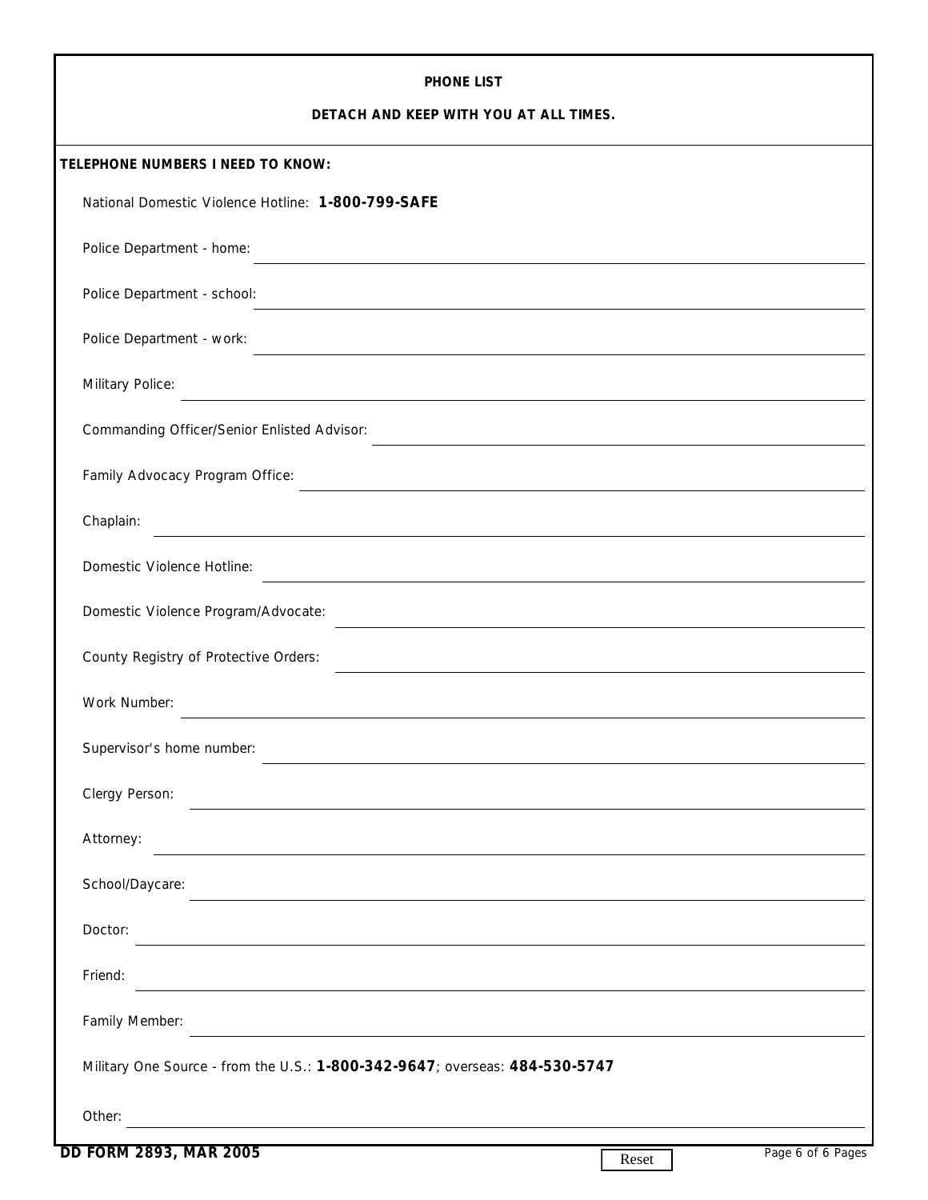## PHONE LIST

**DETACH AND KEEP WITH YOU AT ALL TIMES.**

**TELEPHONE NUMBERS I NEED TO KNOW:**

National Domestic Violence Hotline: **1-800-799-SAFE**

Police Department - home: ______________________

Police Department - school: ______________________

Police Department - work: ______________________

Military Police: ______________________

Commanding Officer/Senior Enlisted Advisor: ______________________

Family Advocacy Program Office: ______________________

Chaplain: ______________________

Domestic Violence Hotline: ______________________

Domestic Violence Program/Advocate: ______________________

County Registry of Protective Orders: ______________________

Work Number: ______________________

Supervisor's home number: ______________________

Clergy Person: ______________________

Attorney: ______________________

School/Daycare: ______________________

Doctor: ______________________

Friend: ______________________

Family Member: ______________________

Military One Source - from the U.S.: **1-800-342-9647**; overseas: **484-530-5747**

Other: ______________________

**DD FORM 2893, MAR 2005**

Reset